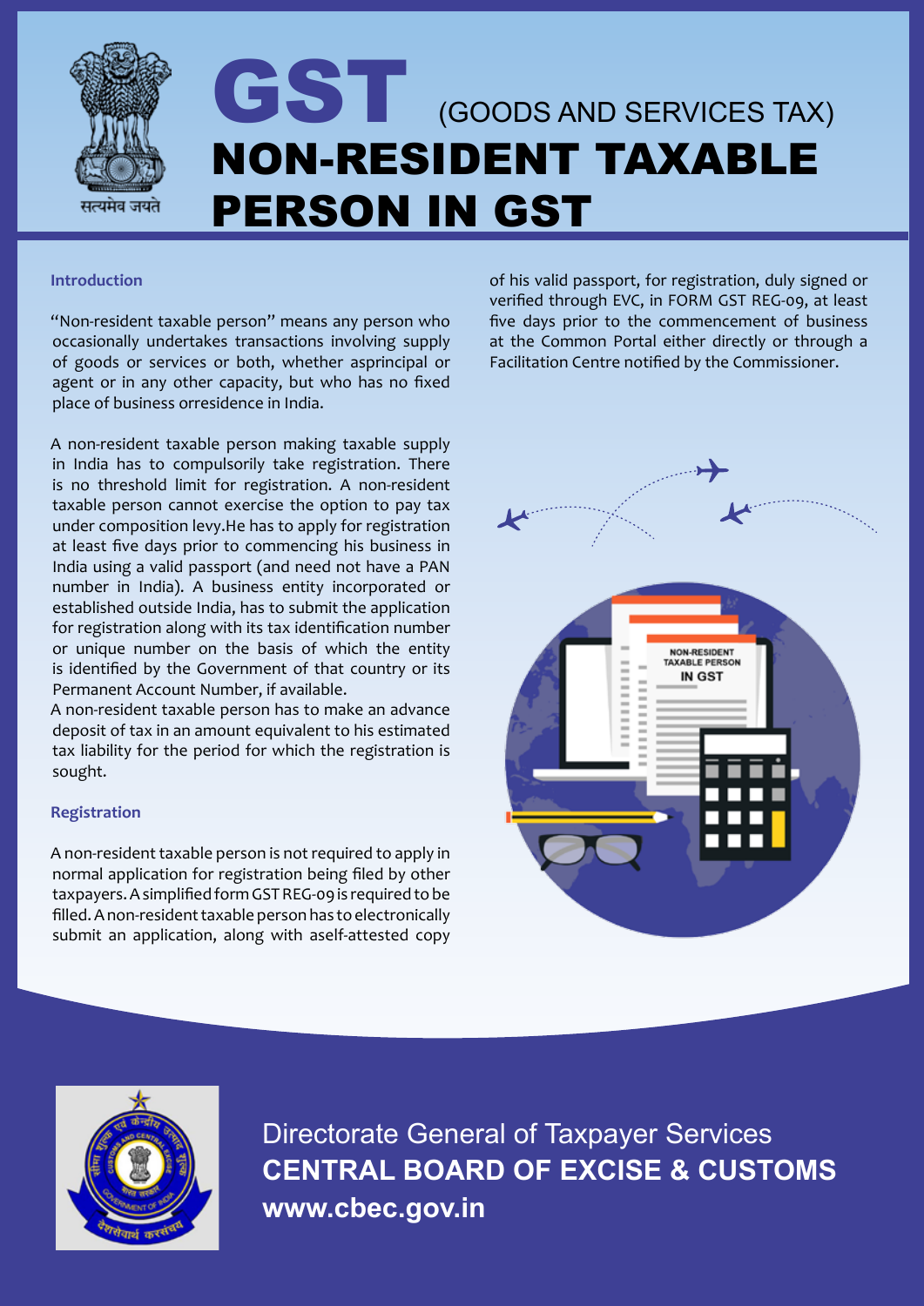सत्यमेव जयते

# GST (GOODS AND SERVICES TAX)

# NON-RESIDENT TAXABLE PERSON IN GST

## Introduction

"Non-resident taxable person" means any person who occasionally undertakes transactions involving supply of goods or services or both, whether asprincipal or agent or in any other capacity, but who has no fixed place of business orresidence in India.

A non-resident taxable person making taxable supply in India has to compulsorily take registration. There is no threshold limit for registration. A non-resident taxable person cannot exercise the option to pay tax under composition levy.He has to apply for registration at least five days prior to commencing his business in India using a valid passport (and need not have a PAN number in India). A business entity incorporated or established outside India, has to submit the application for registration along with its tax identification number or unique number on the basis of which the entity is identified by the Government of that country or its Permanent Account Number, if available.

A non-resident taxable person has to make an advance deposit of tax in an amount equivalent to his estimated tax liability for the period for which the registration is sought.

## Registration

A non-resident taxable person is not required to apply in normal application for registration being filed by other taxpayers. A simplified form GST REG-09 is required to be filled. A non-resident taxable person has to electronically submit an application, along with aself-attested copy of his valid passport, for registration, duly signed or verified through EVC, in FORM GST REG-09, at least five days prior to the commencement of business at the Common Portal either directly or through a Facilitation Centre notified by the Commissioner.

Directorate General of Taxpayer Services
**CENTRAL BOARD OF EXCISE & CUSTOMS**
**www.cbec.gov.in**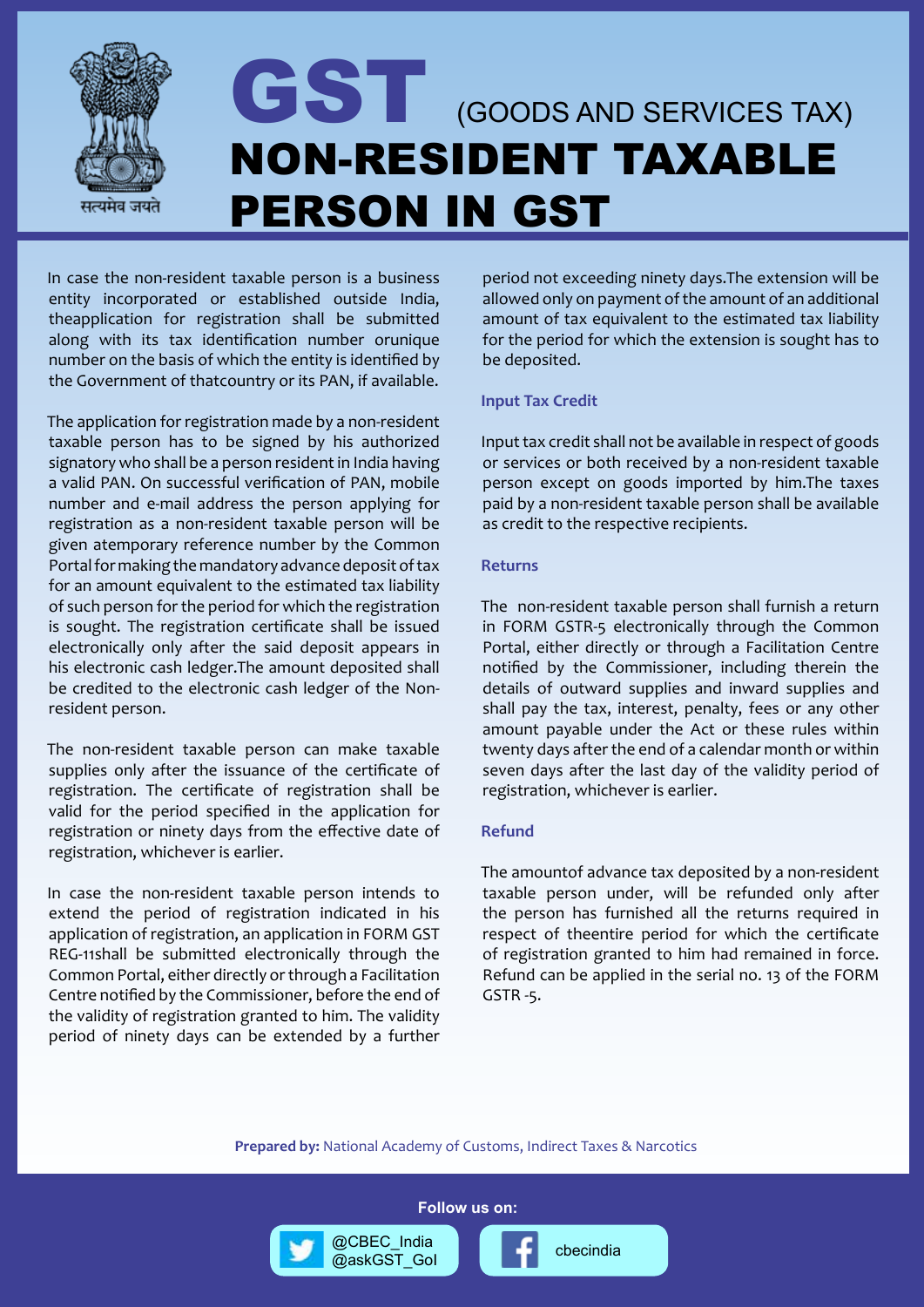# GST (GOODS AND SERVICES TAX)

# NON-RESIDENT TAXABLE PERSON IN GST

In case the non-resident taxable person is a business entity incorporated or established outside India, theapplication for registration shall be submitted along with its tax identification number orunique number on the basis of which the entity is identified by the Government of thatcountry or its PAN, if available.

The application for registration made by a non-resident taxable person has to be signed by his authorized signatory who shall be a person resident in India having a valid PAN. On successful verification of PAN, mobile number and e-mail address the person applying for registration as a non-resident taxable person will be given atemporary reference number by the Common Portal for making the mandatory advance deposit of tax for an amount equivalent to the estimated tax liability of such person for the period for which the registration is sought. The registration certificate shall be issued electronically only after the said deposit appears in his electronic cash ledger.The amount deposited shall be credited to the electronic cash ledger of the Non-resident person.

The non-resident taxable person can make taxable supplies only after the issuance of the certificate of registration. The certificate of registration shall be valid for the period specified in the application for registration or ninety days from the effective date of registration, whichever is earlier.

In case the non-resident taxable person intends to extend the period of registration indicated in his application of registration, an application in FORM GST REG-11shall be submitted electronically through the Common Portal, either directly or through a Facilitation Centre notified by the Commissioner, before the end of the validity of registration granted to him. The validity period of ninety days can be extended by a further period not exceeding ninety days.The extension will be allowed only on payment of the amount of an additional amount of tax equivalent to the estimated tax liability for the period for which the extension is sought has to be deposited.

### Input Tax Credit

Input tax credit shall not be available in respect of goods or services or both received by a non-resident taxable person except on goods imported by him.The taxes paid by a non-resident taxable person shall be available as credit to the respective recipients.

### Returns

The non-resident taxable person shall furnish a return in FORM GSTR-5 electronically through the Common Portal, either directly or through a Facilitation Centre notified by the Commissioner, including therein the details of outward supplies and inward supplies and shall pay the tax, interest, penalty, fees or any other amount payable under the Act or these rules within twenty days after the end of a calendar month or within seven days after the last day of the validity period of registration, whichever is earlier.

### Refund

The amountof advance tax deposited by a non-resident taxable person under, will be refunded only after the person has furnished all the returns required in respect of theentire period for which the certificate of registration granted to him had remained in force. Refund can be applied in the serial no. 13 of the FORM GSTR -5.

**Prepared by:** National Academy of Customs, Indirect Taxes & Narcotics

Follow us on:

@CBEC_India
@askGST_GoI

cbecindia